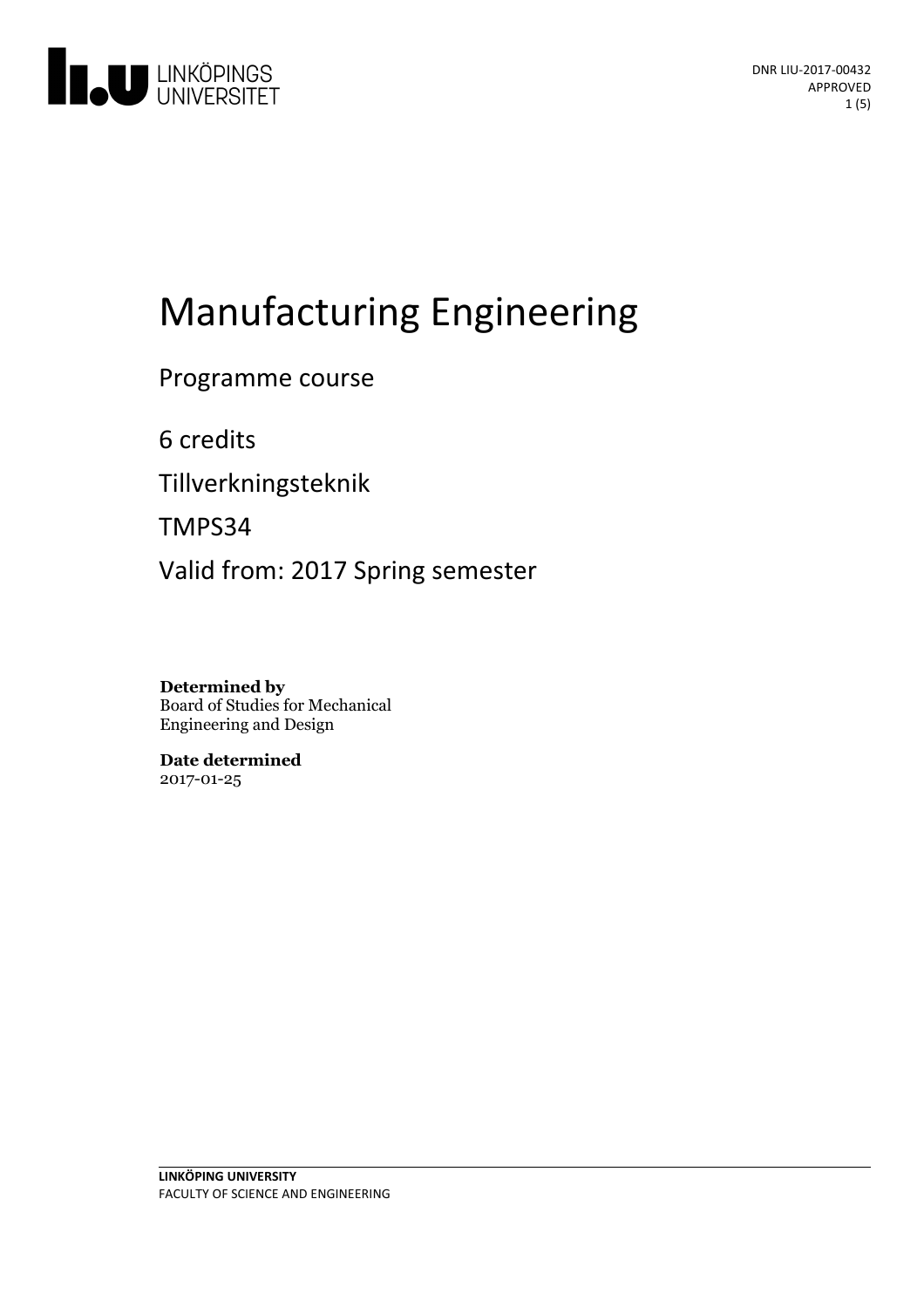# Manufacturing Engineering

Programme course

6 credits

Tillverkningsteknik

TMPS34

Valid from: 2017 Spring semester

**Determined by**
Board of Studies for Mechanical Engineering and Design

**Date determined**
2017-01-25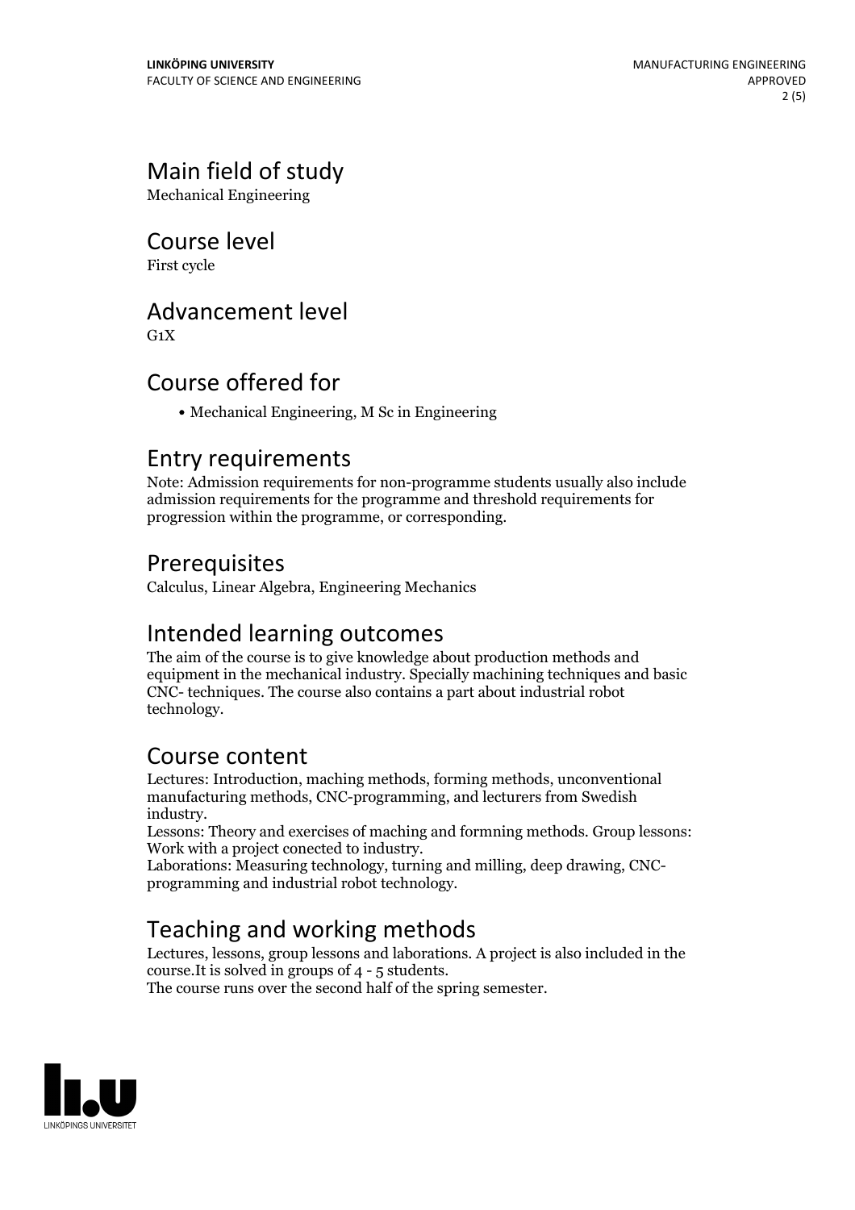## Main field of study

Mechanical Engineering

## Course level

First cycle

## Advancement level

G1X

## Course offered for

- Mechanical Engineering, M Sc in Engineering

## Entry requirements

Note: Admission requirements for non-programme students usually also include admission requirements for the programme and threshold requirements for progression within the programme, or corresponding.

## Prerequisites

Calculus, Linear Algebra, Engineering Mechanics

## Intended learning outcomes

The aim of the course is to give knowledge about production methods and equipment in the mechanical industry. Specially machining techniques and basic CNC- techniques. The course also contains a part about industrial robot technology.

## Course content

Lectures: Introduction, maching methods, forming methods, unconventional manufacturing methods, CNC-programming, and lecturers from Swedish industry.
Lessons: Theory and exercises of maching and formning methods. Group lessons: Work with a project conected to industry.
Laborations: Measuring technology, turning and milling, deep drawing, CNC-programming and industrial robot technology.

## Teaching and working methods

Lectures, lessons, group lessons and laborations. A project is also included in the course.It is solved in groups of 4 - 5 students.
The course runs over the second half of the spring semester.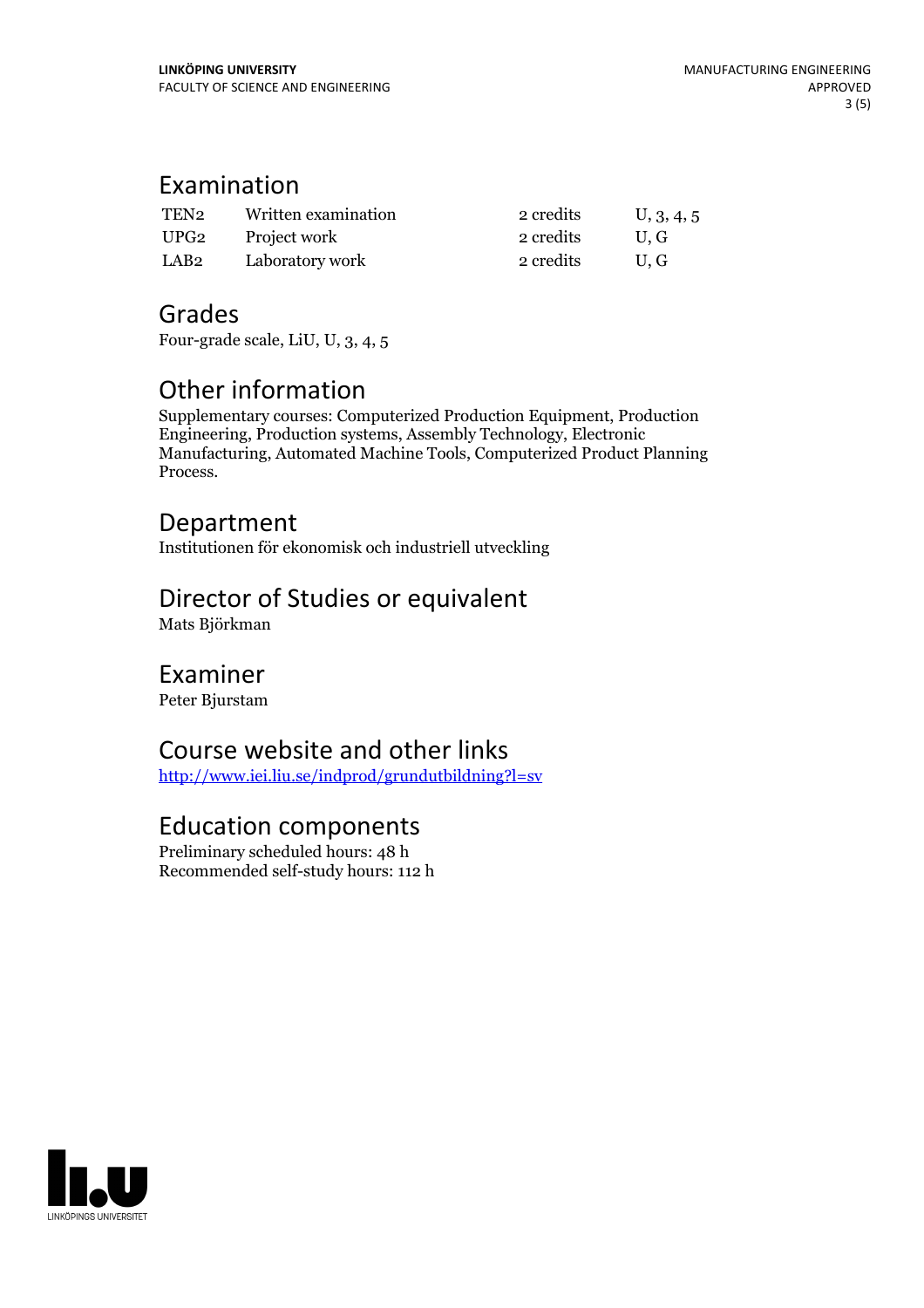## Examination

| | | | |
|---|---|---|---|
| TEN2 | Written examination | 2 credits | U, 3, 4, 5 |
| UPG2 | Project work | 2 credits | U, G |
| LAB2 | Laboratory work | 2 credits | U, G |

## Grades

Four-grade scale, LiU, U, 3, 4, 5

## Other information

Supplementary courses: Computerized Production Equipment, Production Engineering, Production systems, Assembly Technology, Electronic Manufacturing, Automated Machine Tools, Computerized Product Planning Process.

## Department

Institutionen för ekonomisk och industriell utveckling

## Director of Studies or equivalent

Mats Björkman

## Examiner

Peter Bjurstam

## Course website and other links

http://www.iei.liu.se/indprod/grundutbildning?l=sv

## Education components

Preliminary scheduled hours: 48 h
Recommended self-study hours: 112 h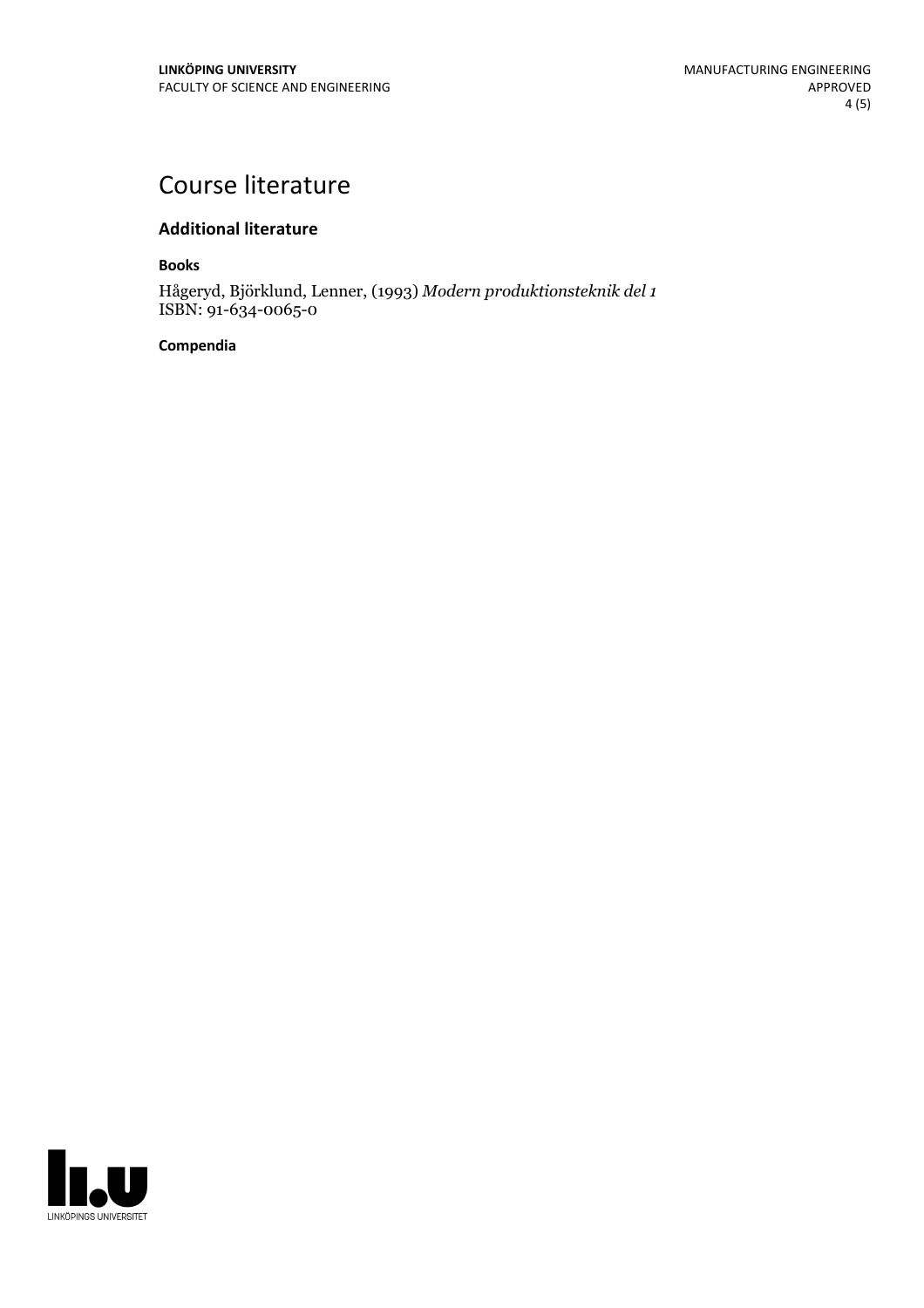# Course literature

## Additional literature

### Books

Hågeryd, Björklund, Lenner, (1993) *Modern produktionsteknik del 1*
ISBN: 91-634-0065-0

### Compendia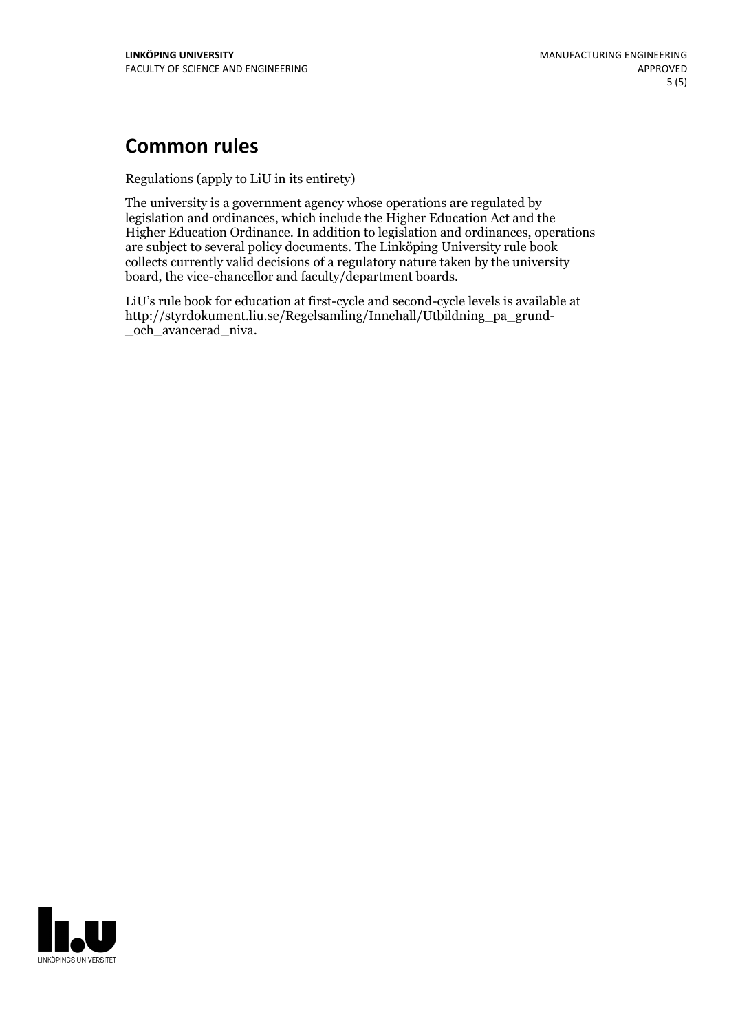## Common rules

Regulations (apply to LiU in its entirety)

The university is a government agency whose operations are regulated by legislation and ordinances, which include the Higher Education Act and the Higher Education Ordinance. In addition to legislation and ordinances, operations are subject to several policy documents. The Linköping University rule book collects currently valid decisions of a regulatory nature taken by the university board, the vice-chancellor and faculty/department boards.

LiU's rule book for education at first-cycle and second-cycle levels is available at http://styrdokument.liu.se/Regelsamling/Innehall/Utbildning_pa_grund-_och_avancerad_niva.